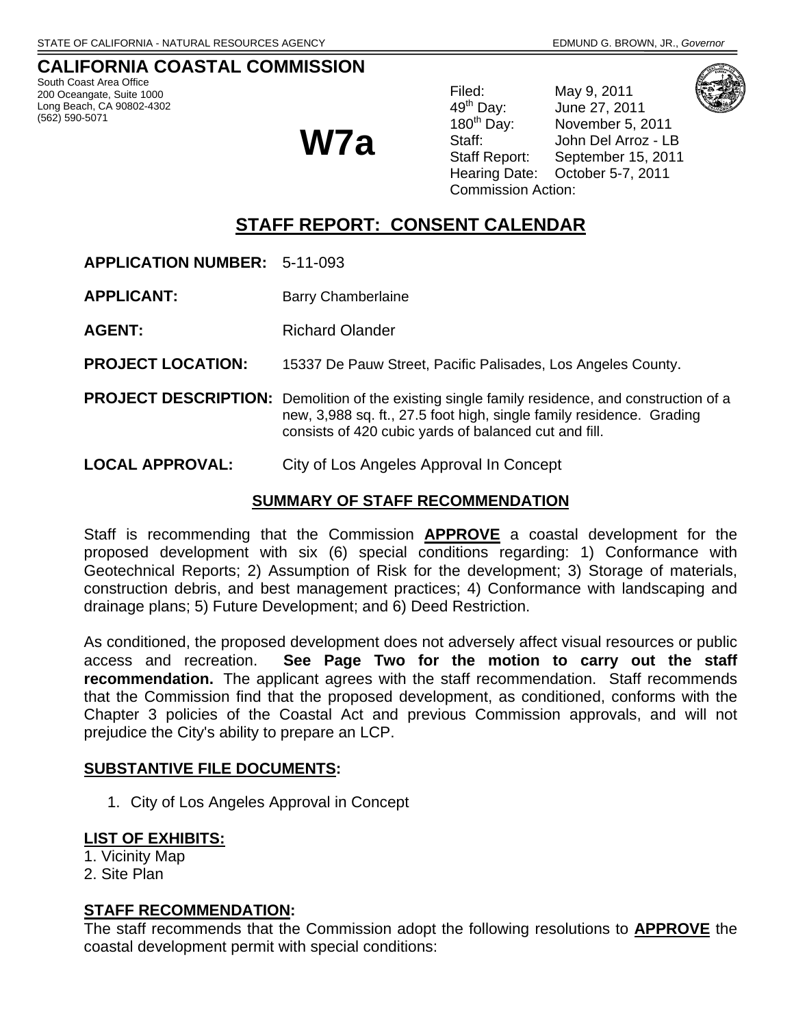STATE OF CALIFORNIA - NATURAL RESOURCES AGENCY EDMUND G. BROWN, JR., *Governor*

# CALIFORNIA COASTAL COMMISSION

South Coast Area Office
200 Oceangate, Suite 1000
Long Beach, CA 90802-4302
(562) 590-5071

# W7a

Filed: May 9, 2011
49th Day: June 27, 2011
180th Day: November 5, 2011
Staff: John Del Arroz - LB
Staff Report: September 15, 2011
Hearing Date: October 5-7, 2011
Commission Action:

## STAFF REPORT: CONSENT CALENDAR

**APPLICATION NUMBER:** 5-11-093

**APPLICANT:** Barry Chamberlaine

**AGENT:** Richard Olander

**PROJECT LOCATION:** 15337 De Pauw Street, Pacific Palisades, Los Angeles County.

**PROJECT DESCRIPTION:** Demolition of the existing single family residence, and construction of a new, 3,988 sq. ft., 27.5 foot high, single family residence. Grading consists of 420 cubic yards of balanced cut and fill.

**LOCAL APPROVAL:** City of Los Angeles Approval In Concept

### SUMMARY OF STAFF RECOMMENDATION

Staff is recommending that the Commission **APPROVE** a coastal development for the proposed development with six (6) special conditions regarding: 1) Conformance with Geotechnical Reports; 2) Assumption of Risk for the development; 3) Storage of materials, construction debris, and best management practices; 4) Conformance with landscaping and drainage plans; 5) Future Development; and 6) Deed Restriction.

As conditioned, the proposed development does not adversely affect visual resources or public access and recreation. **See Page Two for the motion to carry out the staff recommendation.** The applicant agrees with the staff recommendation. Staff recommends that the Commission find that the proposed development, as conditioned, conforms with the Chapter 3 policies of the Coastal Act and previous Commission approvals, and will not prejudice the City's ability to prepare an LCP.

### SUBSTANTIVE FILE DOCUMENTS:

1. City of Los Angeles Approval in Concept

### LIST OF EXHIBITS:

1. Vicinity Map
2. Site Plan

### STAFF RECOMMENDATION:

The staff recommends that the Commission adopt the following resolutions to **APPROVE** the coastal development permit with special conditions: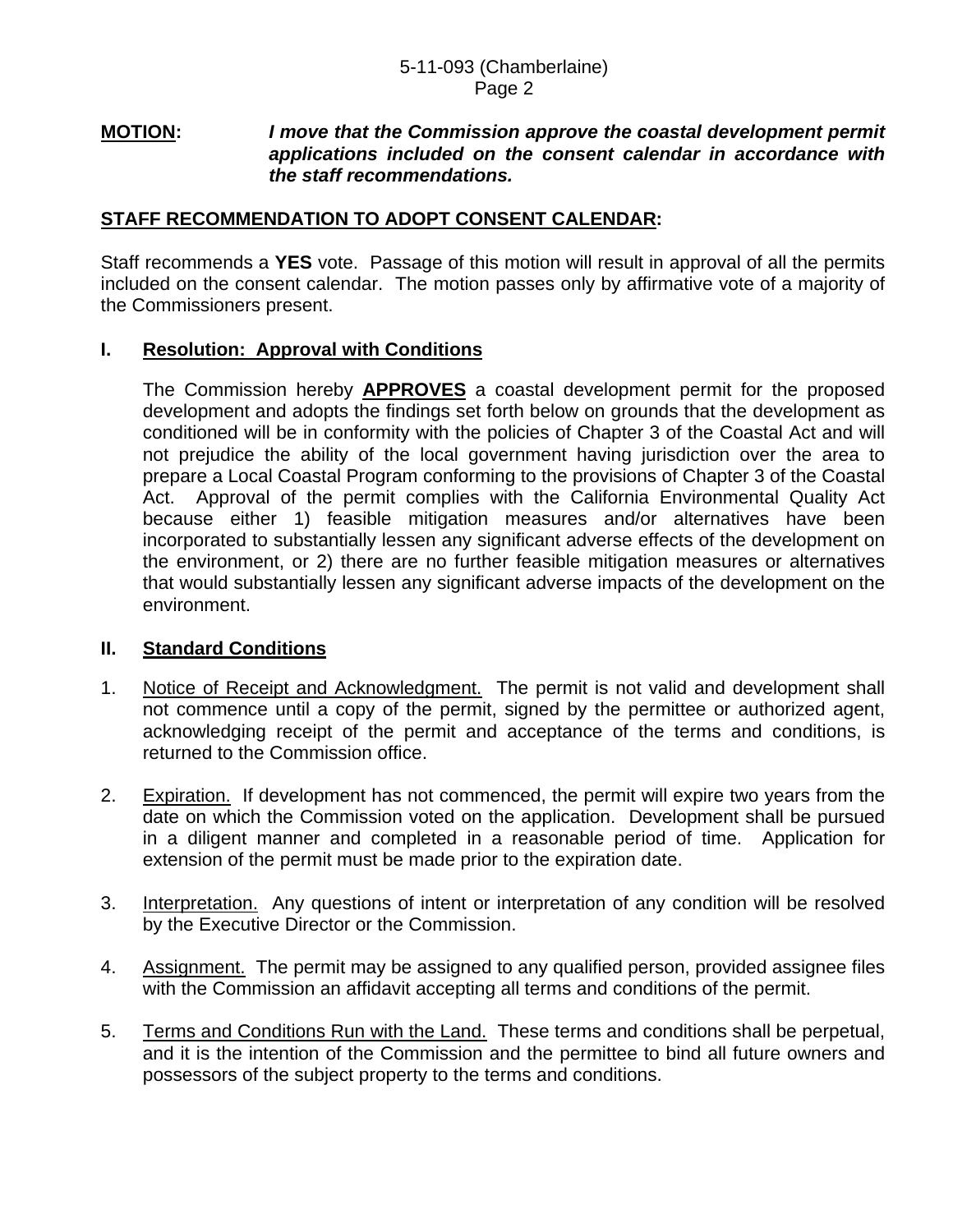**MOTION:** ***I move that the Commission approve the coastal development permit applications included on the consent calendar in accordance with the staff recommendations.***

## STAFF RECOMMENDATION TO ADOPT CONSENT CALENDAR:

Staff recommends a **YES** vote. Passage of this motion will result in approval of all the permits included on the consent calendar. The motion passes only by affirmative vote of a majority of the Commissioners present.

## I. Resolution: Approval with Conditions

The Commission hereby **APPROVES** a coastal development permit for the proposed development and adopts the findings set forth below on grounds that the development as conditioned will be in conformity with the policies of Chapter 3 of the Coastal Act and will not prejudice the ability of the local government having jurisdiction over the area to prepare a Local Coastal Program conforming to the provisions of Chapter 3 of the Coastal Act. Approval of the permit complies with the California Environmental Quality Act because either 1) feasible mitigation measures and/or alternatives have been incorporated to substantially lessen any significant adverse effects of the development on the environment, or 2) there are no further feasible mitigation measures or alternatives that would substantially lessen any significant adverse impacts of the development on the environment.

## II. Standard Conditions

1. Notice of Receipt and Acknowledgment. The permit is not valid and development shall not commence until a copy of the permit, signed by the permittee or authorized agent, acknowledging receipt of the permit and acceptance of the terms and conditions, is returned to the Commission office.

2. Expiration. If development has not commenced, the permit will expire two years from the date on which the Commission voted on the application. Development shall be pursued in a diligent manner and completed in a reasonable period of time. Application for extension of the permit must be made prior to the expiration date.

3. Interpretation. Any questions of intent or interpretation of any condition will be resolved by the Executive Director or the Commission.

4. Assignment. The permit may be assigned to any qualified person, provided assignee files with the Commission an affidavit accepting all terms and conditions of the permit.

5. Terms and Conditions Run with the Land. These terms and conditions shall be perpetual, and it is the intention of the Commission and the permittee to bind all future owners and possessors of the subject property to the terms and conditions.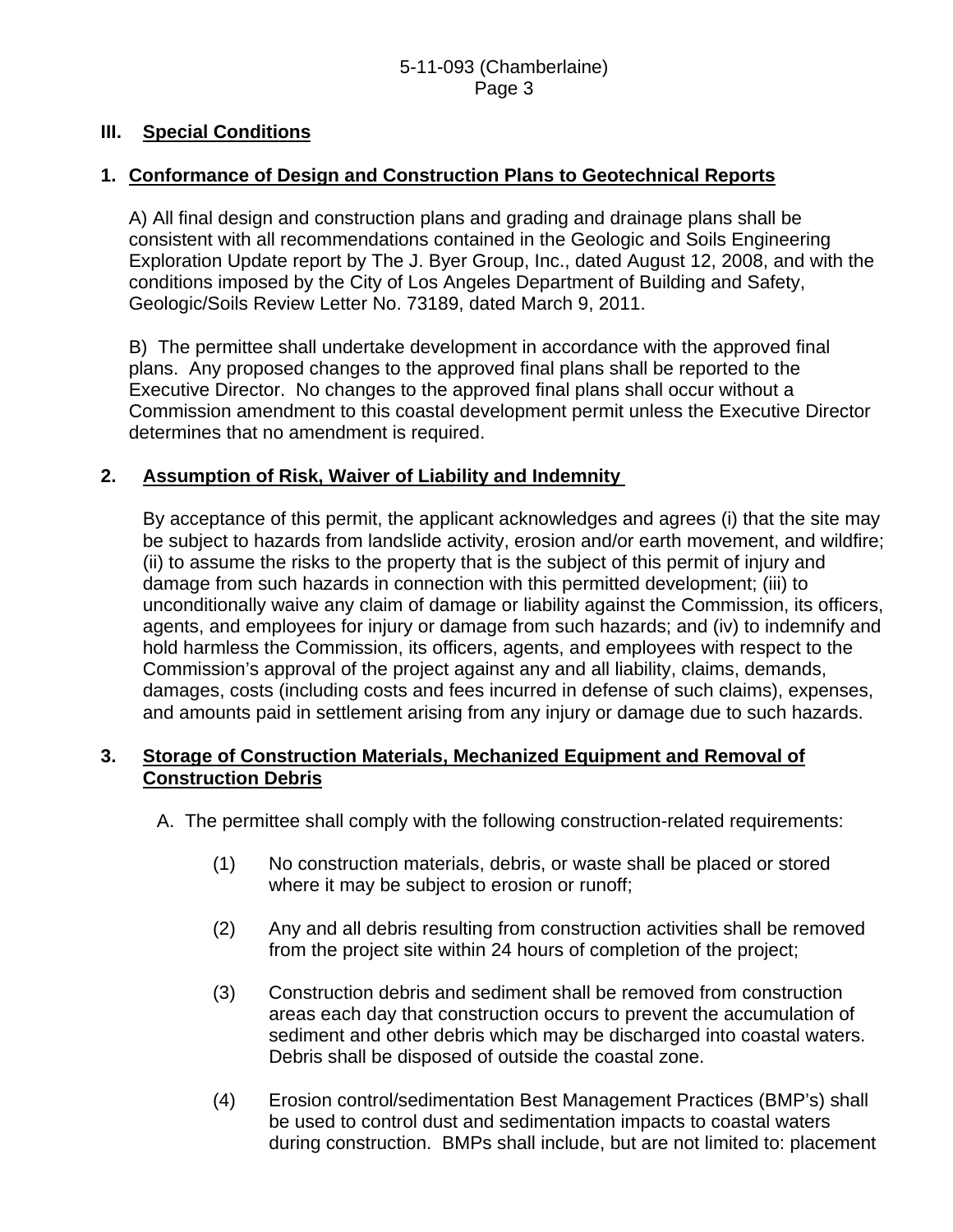## III. Special Conditions

### 1. Conformance of Design and Construction Plans to Geotechnical Reports

A) All final design and construction plans and grading and drainage plans shall be consistent with all recommendations contained in the Geologic and Soils Engineering Exploration Update report by The J. Byer Group, Inc., dated August 12, 2008, and with the conditions imposed by the City of Los Angeles Department of Building and Safety, Geologic/Soils Review Letter No. 73189, dated March 9, 2011.

B) The permittee shall undertake development in accordance with the approved final plans. Any proposed changes to the approved final plans shall be reported to the Executive Director. No changes to the approved final plans shall occur without a Commission amendment to this coastal development permit unless the Executive Director determines that no amendment is required.

### 2. Assumption of Risk, Waiver of Liability and Indemnity

By acceptance of this permit, the applicant acknowledges and agrees (i) that the site may be subject to hazards from landslide activity, erosion and/or earth movement, and wildfire; (ii) to assume the risks to the property that is the subject of this permit of injury and damage from such hazards in connection with this permitted development; (iii) to unconditionally waive any claim of damage or liability against the Commission, its officers, agents, and employees for injury or damage from such hazards; and (iv) to indemnify and hold harmless the Commission, its officers, agents, and employees with respect to the Commission's approval of the project against any and all liability, claims, demands, damages, costs (including costs and fees incurred in defense of such claims), expenses, and amounts paid in settlement arising from any injury or damage due to such hazards.

### 3. Storage of Construction Materials, Mechanized Equipment and Removal of Construction Debris

A. The permittee shall comply with the following construction-related requirements:

(1) No construction materials, debris, or waste shall be placed or stored where it may be subject to erosion or runoff;

(2) Any and all debris resulting from construction activities shall be removed from the project site within 24 hours of completion of the project;

(3) Construction debris and sediment shall be removed from construction areas each day that construction occurs to prevent the accumulation of sediment and other debris which may be discharged into coastal waters. Debris shall be disposed of outside the coastal zone.

(4) Erosion control/sedimentation Best Management Practices (BMP's) shall be used to control dust and sedimentation impacts to coastal waters during construction. BMPs shall include, but are not limited to: placement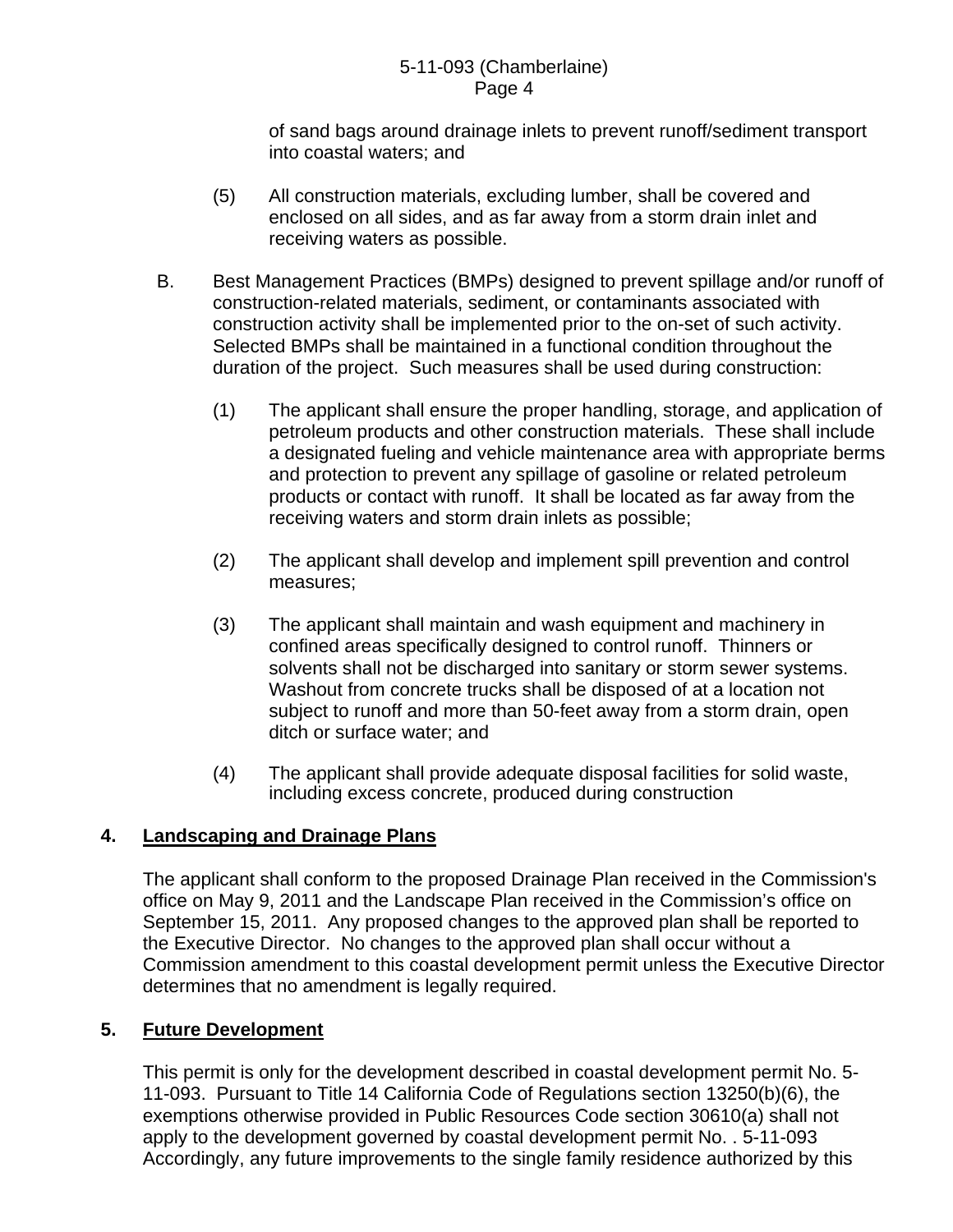of sand bags around drainage inlets to prevent runoff/sediment transport into coastal waters; and

(5) All construction materials, excluding lumber, shall be covered and enclosed on all sides, and as far away from a storm drain inlet and receiving waters as possible.

B. Best Management Practices (BMPs) designed to prevent spillage and/or runoff of construction-related materials, sediment, or contaminants associated with construction activity shall be implemented prior to the on-set of such activity. Selected BMPs shall be maintained in a functional condition throughout the duration of the project. Such measures shall be used during construction:

(1) The applicant shall ensure the proper handling, storage, and application of petroleum products and other construction materials. These shall include a designated fueling and vehicle maintenance area with appropriate berms and protection to prevent any spillage of gasoline or related petroleum products or contact with runoff. It shall be located as far away from the receiving waters and storm drain inlets as possible;

(2) The applicant shall develop and implement spill prevention and control measures;

(3) The applicant shall maintain and wash equipment and machinery in confined areas specifically designed to control runoff. Thinners or solvents shall not be discharged into sanitary or storm sewer systems. Washout from concrete trucks shall be disposed of at a location not subject to runoff and more than 50-feet away from a storm drain, open ditch or surface water; and

(4) The applicant shall provide adequate disposal facilities for solid waste, including excess concrete, produced during construction

**4. Landscaping and Drainage Plans**

The applicant shall conform to the proposed Drainage Plan received in the Commission's office on May 9, 2011 and the Landscape Plan received in the Commission's office on September 15, 2011. Any proposed changes to the approved plan shall be reported to the Executive Director. No changes to the approved plan shall occur without a Commission amendment to this coastal development permit unless the Executive Director determines that no amendment is legally required.

**5. Future Development**

This permit is only for the development described in coastal development permit No. 5-11-093. Pursuant to Title 14 California Code of Regulations section 13250(b)(6), the exemptions otherwise provided in Public Resources Code section 30610(a) shall not apply to the development governed by coastal development permit No. . 5-11-093 Accordingly, any future improvements to the single family residence authorized by this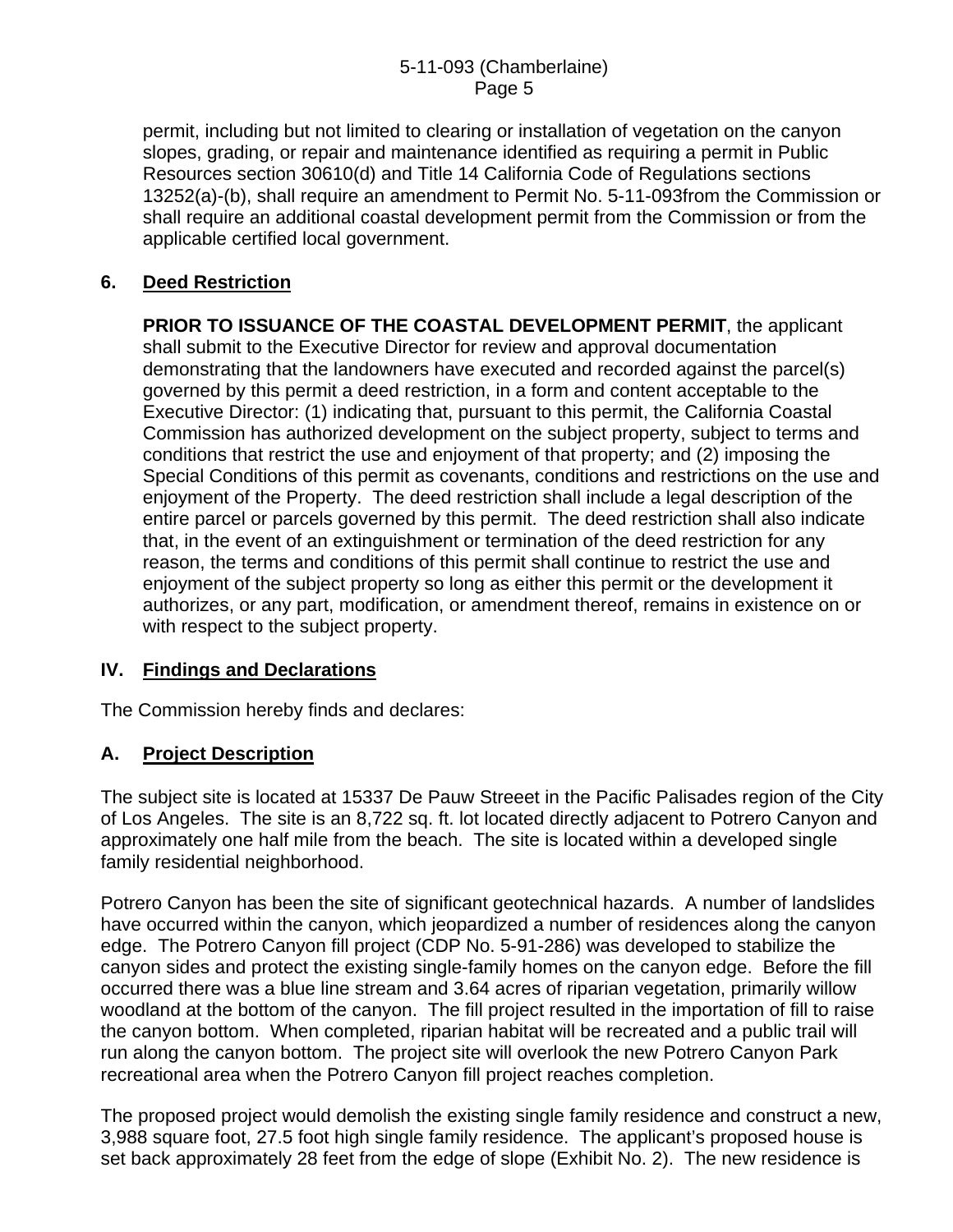permit, including but not limited to clearing or installation of vegetation on the canyon slopes, grading, or repair and maintenance identified as requiring a permit in Public Resources section 30610(d) and Title 14 California Code of Regulations sections 13252(a)-(b), shall require an amendment to Permit No. 5-11-093from the Commission or shall require an additional coastal development permit from the Commission or from the applicable certified local government.

**6. Deed Restriction**

**PRIOR TO ISSUANCE OF THE COASTAL DEVELOPMENT PERMIT**, the applicant shall submit to the Executive Director for review and approval documentation demonstrating that the landowners have executed and recorded against the parcel(s) governed by this permit a deed restriction, in a form and content acceptable to the Executive Director: (1) indicating that, pursuant to this permit, the California Coastal Commission has authorized development on the subject property, subject to terms and conditions that restrict the use and enjoyment of that property; and (2) imposing the Special Conditions of this permit as covenants, conditions and restrictions on the use and enjoyment of the Property. The deed restriction shall include a legal description of the entire parcel or parcels governed by this permit. The deed restriction shall also indicate that, in the event of an extinguishment or termination of the deed restriction for any reason, the terms and conditions of this permit shall continue to restrict the use and enjoyment of the subject property so long as either this permit or the development it authorizes, or any part, modification, or amendment thereof, remains in existence on or with respect to the subject property.

## IV. Findings and Declarations

The Commission hereby finds and declares:

### A. Project Description

The subject site is located at 15337 De Pauw Streeet in the Pacific Palisades region of the City of Los Angeles. The site is an 8,722 sq. ft. lot located directly adjacent to Potrero Canyon and approximately one half mile from the beach. The site is located within a developed single family residential neighborhood.

Potrero Canyon has been the site of significant geotechnical hazards. A number of landslides have occurred within the canyon, which jeopardized a number of residences along the canyon edge. The Potrero Canyon fill project (CDP No. 5-91-286) was developed to stabilize the canyon sides and protect the existing single-family homes on the canyon edge. Before the fill occurred there was a blue line stream and 3.64 acres of riparian vegetation, primarily willow woodland at the bottom of the canyon. The fill project resulted in the importation of fill to raise the canyon bottom. When completed, riparian habitat will be recreated and a public trail will run along the canyon bottom. The project site will overlook the new Potrero Canyon Park recreational area when the Potrero Canyon fill project reaches completion.

The proposed project would demolish the existing single family residence and construct a new, 3,988 square foot, 27.5 foot high single family residence. The applicant's proposed house is set back approximately 28 feet from the edge of slope (Exhibit No. 2). The new residence is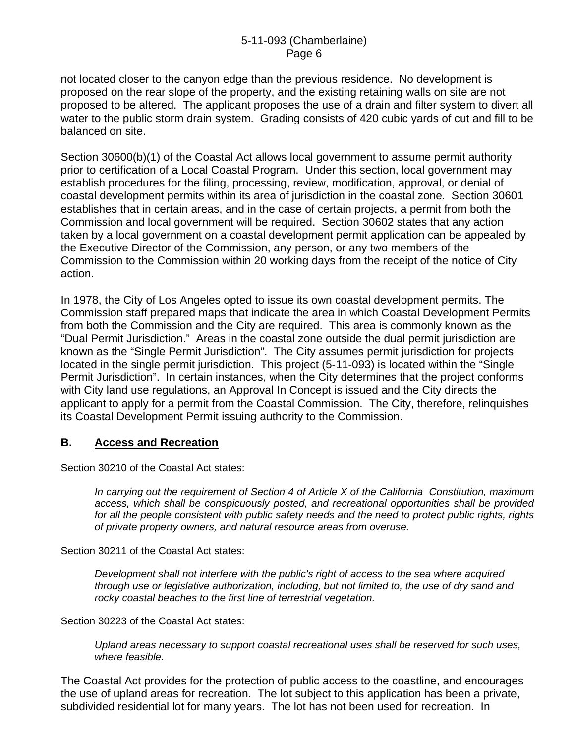not located closer to the canyon edge than the previous residence. No development is proposed on the rear slope of the property, and the existing retaining walls on site are not proposed to be altered. The applicant proposes the use of a drain and filter system to divert all water to the public storm drain system. Grading consists of 420 cubic yards of cut and fill to be balanced on site.

Section 30600(b)(1) of the Coastal Act allows local government to assume permit authority prior to certification of a Local Coastal Program. Under this section, local government may establish procedures for the filing, processing, review, modification, approval, or denial of coastal development permits within its area of jurisdiction in the coastal zone. Section 30601 establishes that in certain areas, and in the case of certain projects, a permit from both the Commission and local government will be required. Section 30602 states that any action taken by a local government on a coastal development permit application can be appealed by the Executive Director of the Commission, any person, or any two members of the Commission to the Commission within 20 working days from the receipt of the notice of City action.

In 1978, the City of Los Angeles opted to issue its own coastal development permits. The Commission staff prepared maps that indicate the area in which Coastal Development Permits from both the Commission and the City are required. This area is commonly known as the "Dual Permit Jurisdiction." Areas in the coastal zone outside the dual permit jurisdiction are known as the "Single Permit Jurisdiction". The City assumes permit jurisdiction for projects located in the single permit jurisdiction. This project (5-11-093) is located within the "Single Permit Jurisdiction". In certain instances, when the City determines that the project conforms with City land use regulations, an Approval In Concept is issued and the City directs the applicant to apply for a permit from the Coastal Commission. The City, therefore, relinquishes its Coastal Development Permit issuing authority to the Commission.

## B. <u>Access and Recreation</u>

Section 30210 of the Coastal Act states:

> *In carrying out the requirement of Section 4 of Article X of the California Constitution, maximum access, which shall be conspicuously posted, and recreational opportunities shall be provided for all the people consistent with public safety needs and the need to protect public rights, rights of private property owners, and natural resource areas from overuse.*

Section 30211 of the Coastal Act states:

> *Development shall not interfere with the public's right of access to the sea where acquired through use or legislative authorization, including, but not limited to, the use of dry sand and rocky coastal beaches to the first line of terrestrial vegetation.*

Section 30223 of the Coastal Act states:

> *Upland areas necessary to support coastal recreational uses shall be reserved for such uses, where feasible.*

The Coastal Act provides for the protection of public access to the coastline, and encourages the use of upland areas for recreation. The lot subject to this application has been a private, subdivided residential lot for many years. The lot has not been used for recreation. In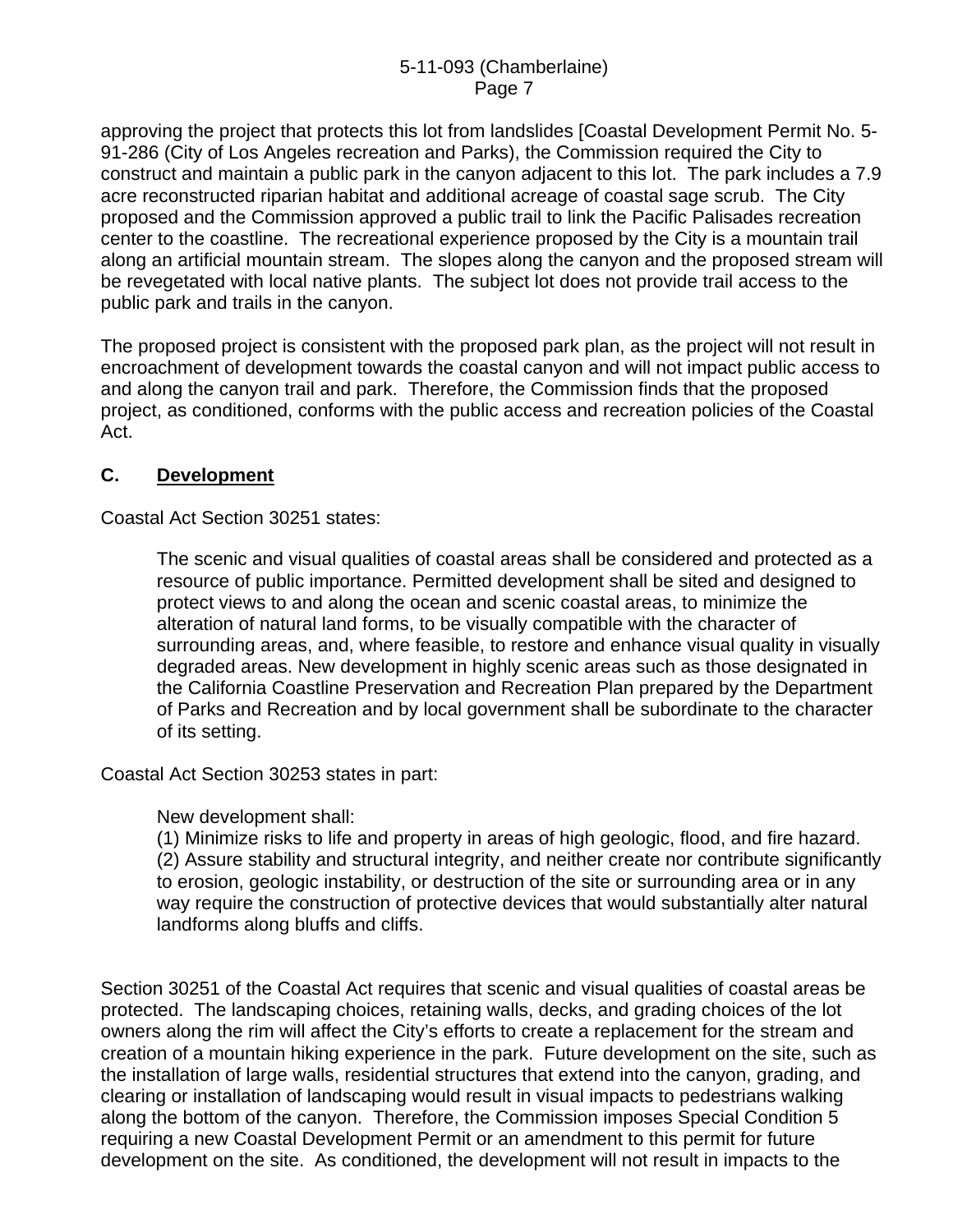approving the project that protects this lot from landslides [Coastal Development Permit No. 5-91-286 (City of Los Angeles recreation and Parks), the Commission required the City to construct and maintain a public park in the canyon adjacent to this lot. The park includes a 7.9 acre reconstructed riparian habitat and additional acreage of coastal sage scrub. The City proposed and the Commission approved a public trail to link the Pacific Palisades recreation center to the coastline. The recreational experience proposed by the City is a mountain trail along an artificial mountain stream. The slopes along the canyon and the proposed stream will be revegetated with local native plants. The subject lot does not provide trail access to the public park and trails in the canyon.

The proposed project is consistent with the proposed park plan, as the project will not result in encroachment of development towards the coastal canyon and will not impact public access to and along the canyon trail and park. Therefore, the Commission finds that the proposed project, as conditioned, conforms with the public access and recreation policies of the Coastal Act.

## C. Development

Coastal Act Section 30251 states:

> The scenic and visual qualities of coastal areas shall be considered and protected as a resource of public importance. Permitted development shall be sited and designed to protect views to and along the ocean and scenic coastal areas, to minimize the alteration of natural land forms, to be visually compatible with the character of surrounding areas, and, where feasible, to restore and enhance visual quality in visually degraded areas. New development in highly scenic areas such as those designated in the California Coastline Preservation and Recreation Plan prepared by the Department of Parks and Recreation and by local government shall be subordinate to the character of its setting.

Coastal Act Section 30253 states in part:

> New development shall:
> (1) Minimize risks to life and property in areas of high geologic, flood, and fire hazard.
> (2) Assure stability and structural integrity, and neither create nor contribute significantly to erosion, geologic instability, or destruction of the site or surrounding area or in any way require the construction of protective devices that would substantially alter natural landforms along bluffs and cliffs.

Section 30251 of the Coastal Act requires that scenic and visual qualities of coastal areas be protected. The landscaping choices, retaining walls, decks, and grading choices of the lot owners along the rim will affect the City's efforts to create a replacement for the stream and creation of a mountain hiking experience in the park. Future development on the site, such as the installation of large walls, residential structures that extend into the canyon, grading, and clearing or installation of landscaping would result in visual impacts to pedestrians walking along the bottom of the canyon. Therefore, the Commission imposes Special Condition 5 requiring a new Coastal Development Permit or an amendment to this permit for future development on the site. As conditioned, the development will not result in impacts to the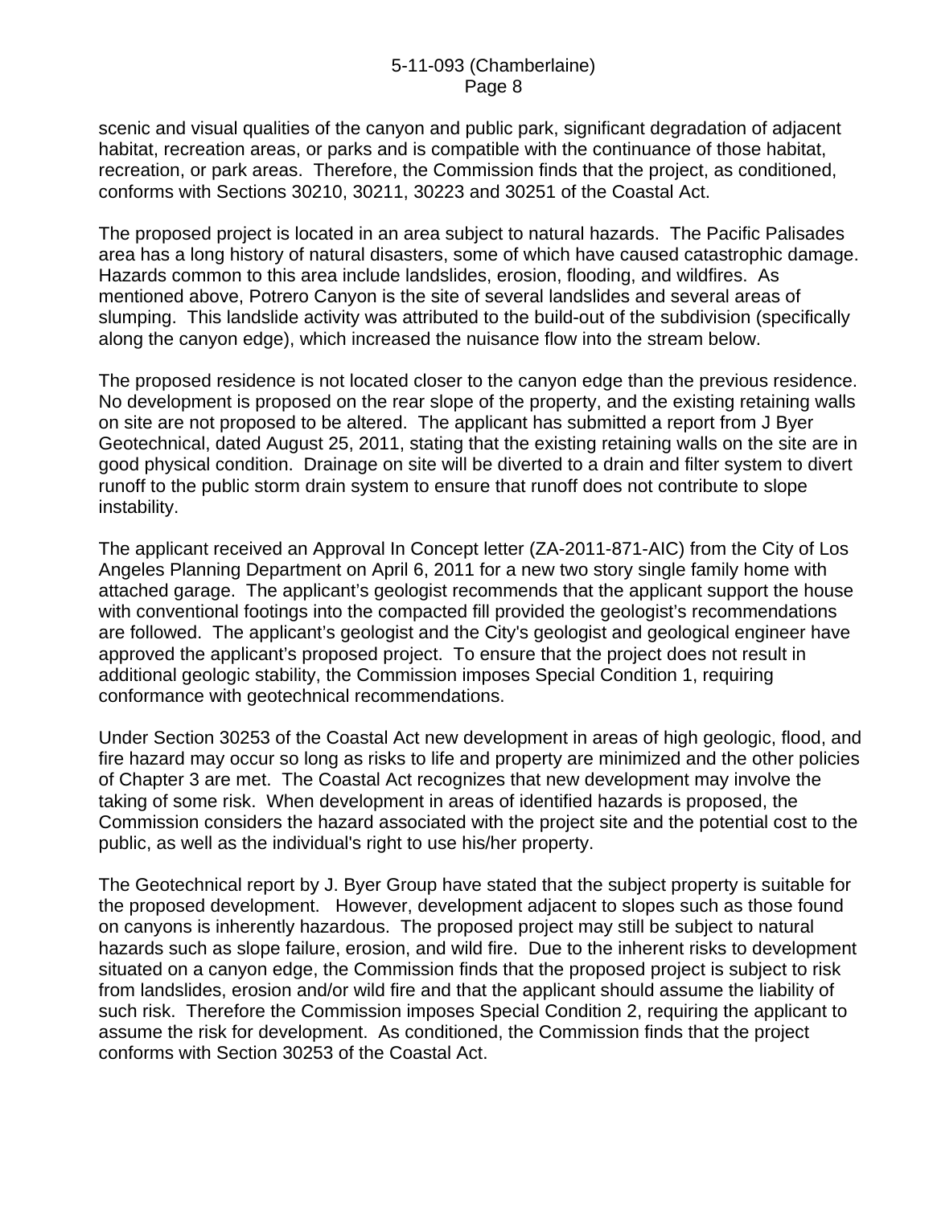scenic and visual qualities of the canyon and public park, significant degradation of adjacent habitat, recreation areas, or parks and is compatible with the continuance of those habitat, recreation, or park areas. Therefore, the Commission finds that the project, as conditioned, conforms with Sections 30210, 30211, 30223 and 30251 of the Coastal Act.

The proposed project is located in an area subject to natural hazards. The Pacific Palisades area has a long history of natural disasters, some of which have caused catastrophic damage. Hazards common to this area include landslides, erosion, flooding, and wildfires. As mentioned above, Potrero Canyon is the site of several landslides and several areas of slumping. This landslide activity was attributed to the build-out of the subdivision (specifically along the canyon edge), which increased the nuisance flow into the stream below.

The proposed residence is not located closer to the canyon edge than the previous residence. No development is proposed on the rear slope of the property, and the existing retaining walls on site are not proposed to be altered. The applicant has submitted a report from J Byer Geotechnical, dated August 25, 2011, stating that the existing retaining walls on the site are in good physical condition. Drainage on site will be diverted to a drain and filter system to divert runoff to the public storm drain system to ensure that runoff does not contribute to slope instability.

The applicant received an Approval In Concept letter (ZA-2011-871-AIC) from the City of Los Angeles Planning Department on April 6, 2011 for a new two story single family home with attached garage. The applicant's geologist recommends that the applicant support the house with conventional footings into the compacted fill provided the geologist's recommendations are followed. The applicant's geologist and the City's geologist and geological engineer have approved the applicant's proposed project. To ensure that the project does not result in additional geologic stability, the Commission imposes Special Condition 1, requiring conformance with geotechnical recommendations.

Under Section 30253 of the Coastal Act new development in areas of high geologic, flood, and fire hazard may occur so long as risks to life and property are minimized and the other policies of Chapter 3 are met. The Coastal Act recognizes that new development may involve the taking of some risk. When development in areas of identified hazards is proposed, the Commission considers the hazard associated with the project site and the potential cost to the public, as well as the individual's right to use his/her property.

The Geotechnical report by J. Byer Group have stated that the subject property is suitable for the proposed development. However, development adjacent to slopes such as those found on canyons is inherently hazardous. The proposed project may still be subject to natural hazards such as slope failure, erosion, and wild fire. Due to the inherent risks to development situated on a canyon edge, the Commission finds that the proposed project is subject to risk from landslides, erosion and/or wild fire and that the applicant should assume the liability of such risk. Therefore the Commission imposes Special Condition 2, requiring the applicant to assume the risk for development. As conditioned, the Commission finds that the project conforms with Section 30253 of the Coastal Act.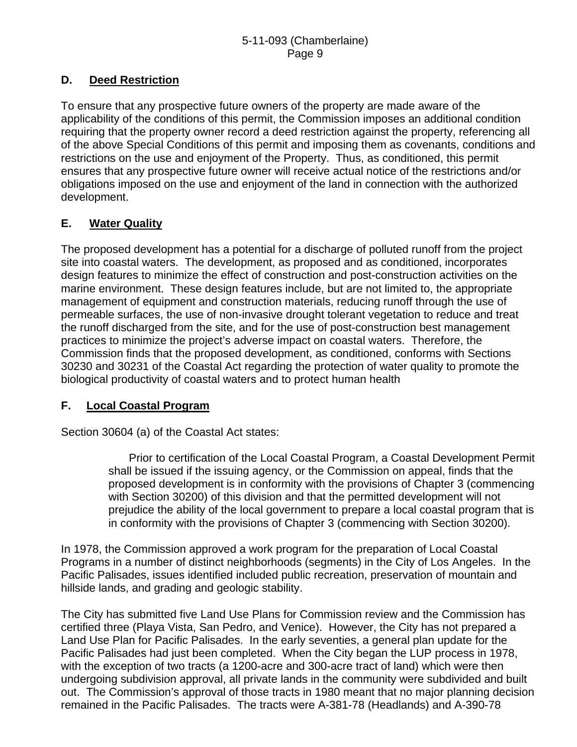## D. Deed Restriction

To ensure that any prospective future owners of the property are made aware of the applicability of the conditions of this permit, the Commission imposes an additional condition requiring that the property owner record a deed restriction against the property, referencing all of the above Special Conditions of this permit and imposing them as covenants, conditions and restrictions on the use and enjoyment of the Property. Thus, as conditioned, this permit ensures that any prospective future owner will receive actual notice of the restrictions and/or obligations imposed on the use and enjoyment of the land in connection with the authorized development.

## E. Water Quality

The proposed development has a potential for a discharge of polluted runoff from the project site into coastal waters. The development, as proposed and as conditioned, incorporates design features to minimize the effect of construction and post-construction activities on the marine environment. These design features include, but are not limited to, the appropriate management of equipment and construction materials, reducing runoff through the use of permeable surfaces, the use of non-invasive drought tolerant vegetation to reduce and treat the runoff discharged from the site, and for the use of post-construction best management practices to minimize the project's adverse impact on coastal waters. Therefore, the Commission finds that the proposed development, as conditioned, conforms with Sections 30230 and 30231 of the Coastal Act regarding the protection of water quality to promote the biological productivity of coastal waters and to protect human health

## F. Local Coastal Program

Section 30604 (a) of the Coastal Act states:

> Prior to certification of the Local Coastal Program, a Coastal Development Permit shall be issued if the issuing agency, or the Commission on appeal, finds that the proposed development is in conformity with the provisions of Chapter 3 (commencing with Section 30200) of this division and that the permitted development will not prejudice the ability of the local government to prepare a local coastal program that is in conformity with the provisions of Chapter 3 (commencing with Section 30200).

In 1978, the Commission approved a work program for the preparation of Local Coastal Programs in a number of distinct neighborhoods (segments) in the City of Los Angeles. In the Pacific Palisades, issues identified included public recreation, preservation of mountain and hillside lands, and grading and geologic stability.

The City has submitted five Land Use Plans for Commission review and the Commission has certified three (Playa Vista, San Pedro, and Venice). However, the City has not prepared a Land Use Plan for Pacific Palisades. In the early seventies, a general plan update for the Pacific Palisades had just been completed. When the City began the LUP process in 1978, with the exception of two tracts (a 1200-acre and 300-acre tract of land) which were then undergoing subdivision approval, all private lands in the community were subdivided and built out. The Commission's approval of those tracts in 1980 meant that no major planning decision remained in the Pacific Palisades. The tracts were A-381-78 (Headlands) and A-390-78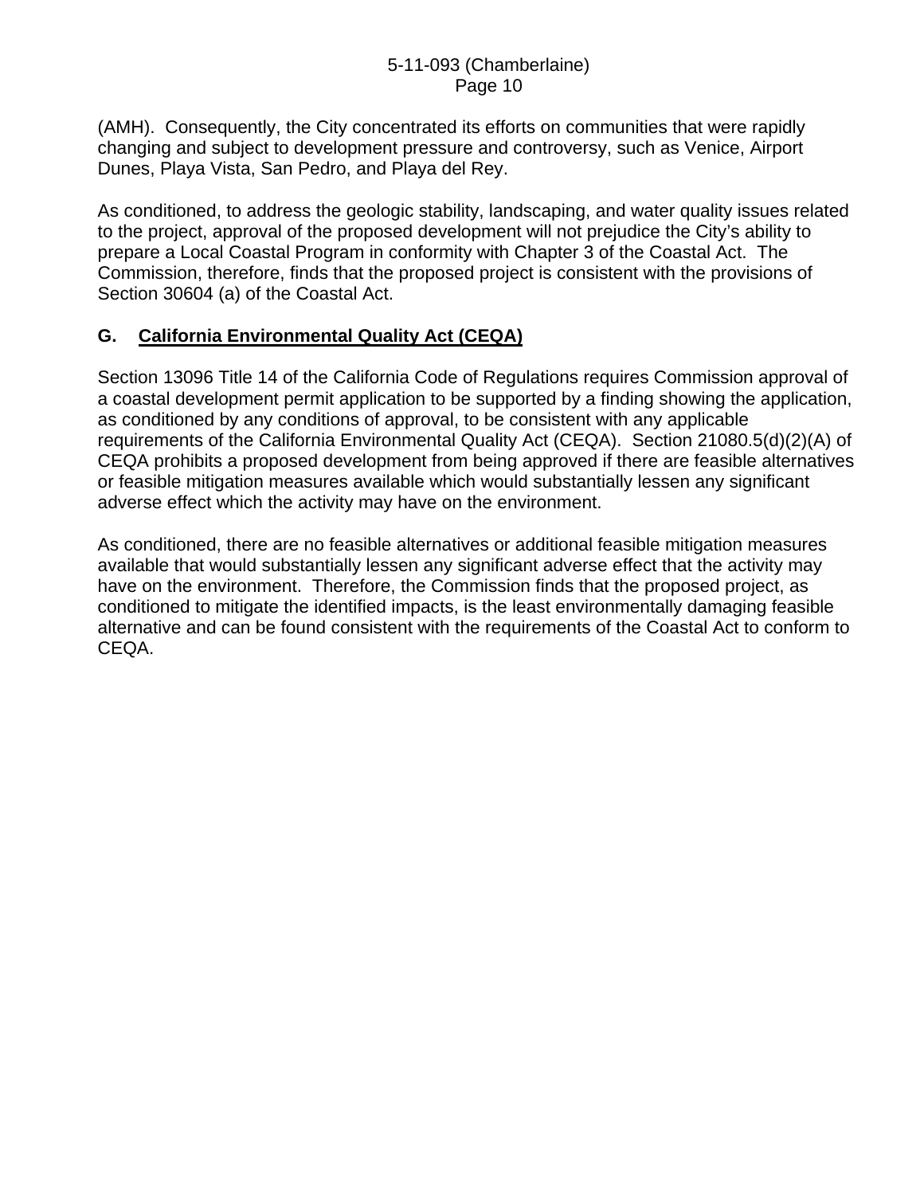(AMH). Consequently, the City concentrated its efforts on communities that were rapidly changing and subject to development pressure and controversy, such as Venice, Airport Dunes, Playa Vista, San Pedro, and Playa del Rey.

As conditioned, to address the geologic stability, landscaping, and water quality issues related to the project, approval of the proposed development will not prejudice the City's ability to prepare a Local Coastal Program in conformity with Chapter 3 of the Coastal Act. The Commission, therefore, finds that the proposed project is consistent with the provisions of Section 30604 (a) of the Coastal Act.

## G. <u>California Environmental Quality Act (CEQA)</u>

Section 13096 Title 14 of the California Code of Regulations requires Commission approval of a coastal development permit application to be supported by a finding showing the application, as conditioned by any conditions of approval, to be consistent with any applicable requirements of the California Environmental Quality Act (CEQA). Section 21080.5(d)(2)(A) of CEQA prohibits a proposed development from being approved if there are feasible alternatives or feasible mitigation measures available which would substantially lessen any significant adverse effect which the activity may have on the environment.

As conditioned, there are no feasible alternatives or additional feasible mitigation measures available that would substantially lessen any significant adverse effect that the activity may have on the environment. Therefore, the Commission finds that the proposed project, as conditioned to mitigate the identified impacts, is the least environmentally damaging feasible alternative and can be found consistent with the requirements of the Coastal Act to conform to CEQA.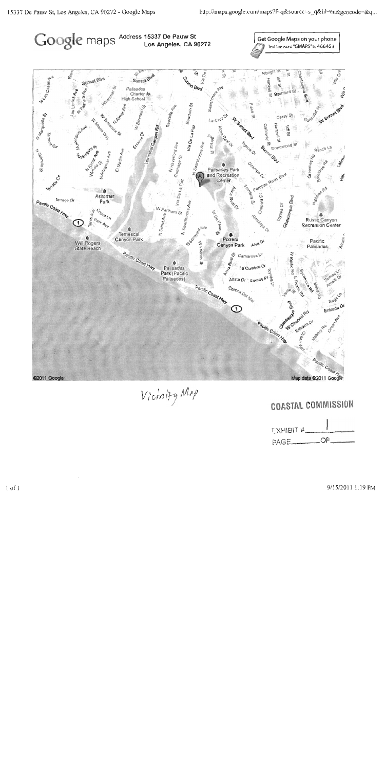Google maps Address 15337 De Pauw St Los Angeles, CA 90272

Get Google Maps on your phone
Text the word "GMAPS" to 466453

©2011 Google

Map data ©2011 Google

Vicinity Map

**COASTAL COMMISSION**

EXHIBIT # 1

PAGE ____ OF ____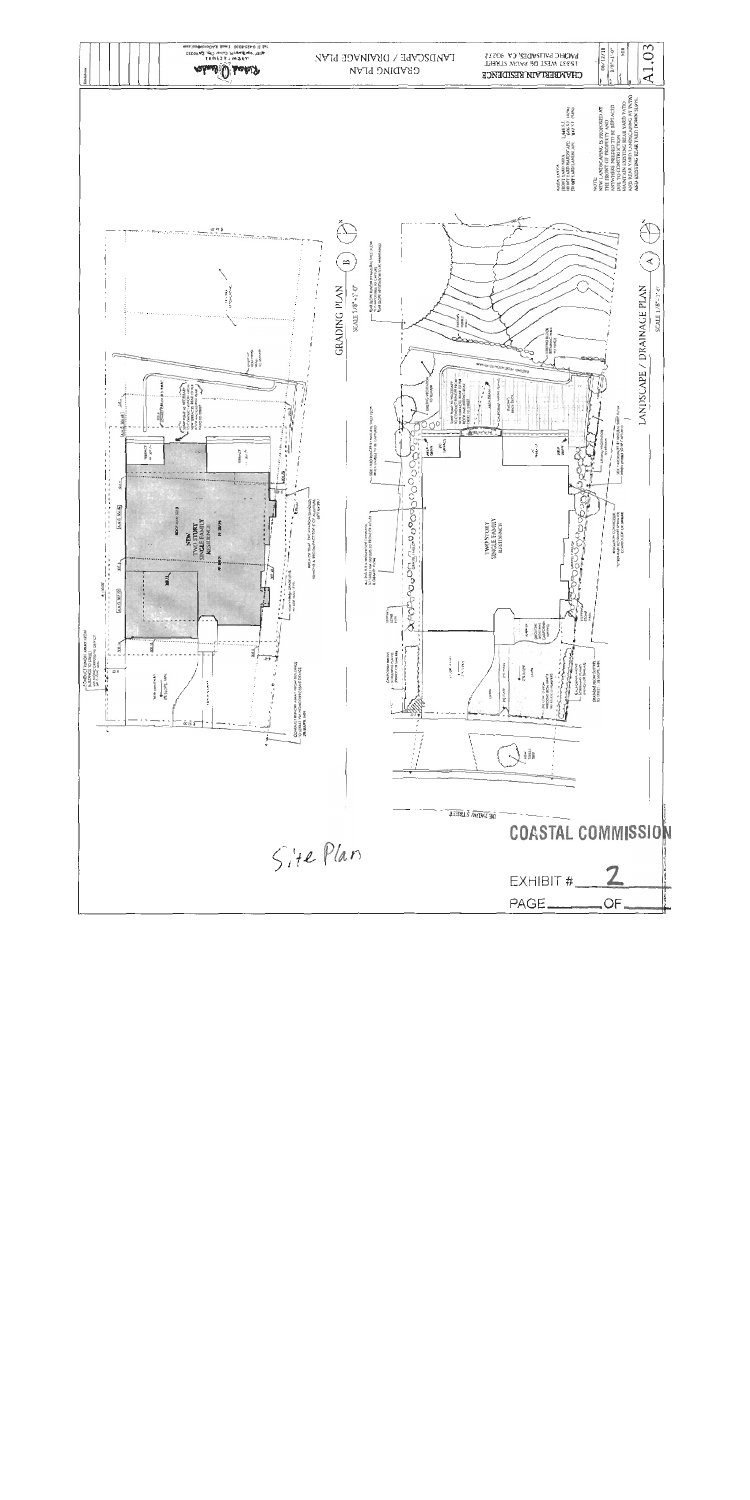CHAMBERLAIN RESIDENCE

15537 WEST DE PAVAN STREET
PACIFIC PALISADES, CA 90272

LANDSCAPE / DRAINAGE PLAN
GRADING PLAN

A1.03

GRADING PLAN (B)
SCALE 1/8" = 1'-0"

LANDSCAPE / DRAINAGE PLAN (A)
SCALE 1/8" = 1'-0"

NEW TWO STORY SINGLE FAMILY RESIDENCE

TWO STORY SINGLE FAMILY RESIDENCE

DE PAVAN STREET

COASTAL COMMISSION

Site Plan

EXHIBIT # 2

PAGE ____ OF ____